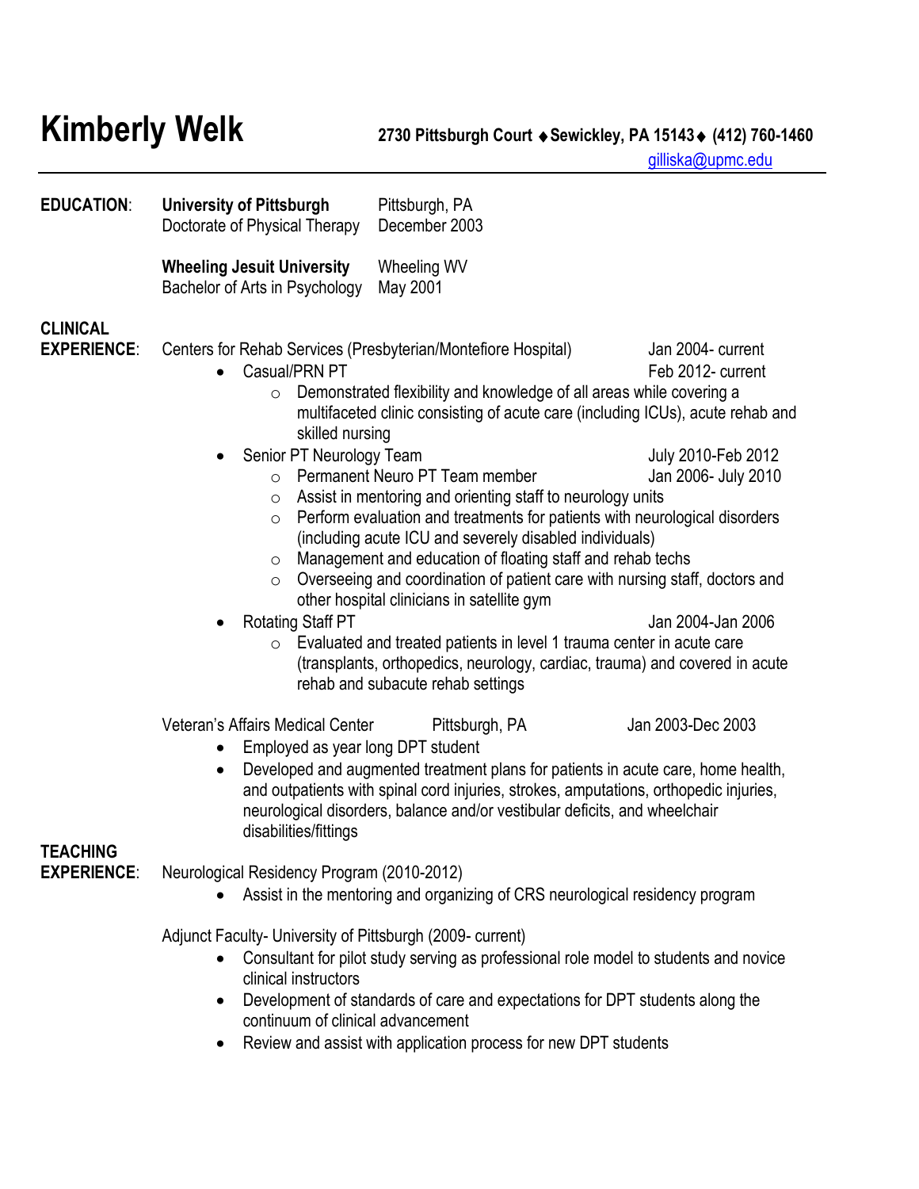# Kimberly Welk

**2730 Pittsburgh Court ◆ Sewickley, PA 15143 ◆ (412) 760-1460**
gilliska@upmc.edu

---

## EDUCATION:

**University of Pittsburgh** — Pittsburgh, PA
Doctorate of Physical Therapy — December 2003

**Wheeling Jesuit University** — Wheeling WV
Bachelor of Arts in Psychology — May 2001

## CLINICAL EXPERIENCE:

Centers for Rehab Services (Presbyterian/Montefiore Hospital) — Jan 2004- current

- Casual/PRN PT — Feb 2012- current
  - Demonstrated flexibility and knowledge of all areas while covering a multifaceted clinic consisting of acute care (including ICUs), acute rehab and skilled nursing
- Senior PT Neurology Team — July 2010-Feb 2012
  - Permanent Neuro PT Team member — Jan 2006- July 2010
  - Assist in mentoring and orienting staff to neurology units
  - Perform evaluation and treatments for patients with neurological disorders (including acute ICU and severely disabled individuals)
  - Management and education of floating staff and rehab techs
  - Overseeing and coordination of patient care with nursing staff, doctors and other hospital clinicians in satellite gym
- Rotating Staff PT — Jan 2004-Jan 2006
  - Evaluated and treated patients in level 1 trauma center in acute care (transplants, orthopedics, neurology, cardiac, trauma) and covered in acute rehab and subacute rehab settings

Veteran's Affairs Medical Center — Pittsburgh, PA — Jan 2003-Dec 2003

- Employed as year long DPT student
- Developed and augmented treatment plans for patients in acute care, home health, and outpatients with spinal cord injuries, strokes, amputations, orthopedic injuries, neurological disorders, balance and/or vestibular deficits, and wheelchair disabilities/fittings

## TEACHING EXPERIENCE:

Neurological Residency Program (2010-2012)

- Assist in the mentoring and organizing of CRS neurological residency program

Adjunct Faculty- University of Pittsburgh (2009- current)

- Consultant for pilot study serving as professional role model to students and novice clinical instructors
- Development of standards of care and expectations for DPT students along the continuum of clinical advancement
- Review and assist with application process for new DPT students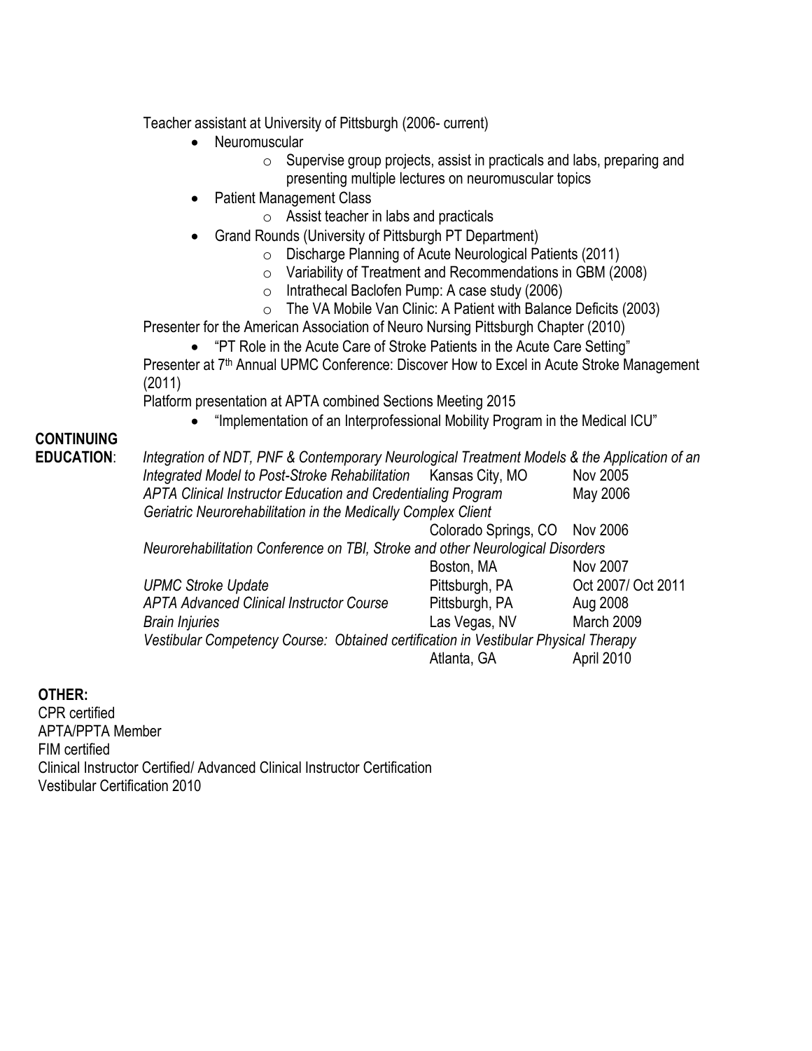Teacher assistant at University of Pittsburgh (2006- current)

- Neuromuscular
  - Supervise group projects, assist in practicals and labs, preparing and presenting multiple lectures on neuromuscular topics
- Patient Management Class
  - Assist teacher in labs and practicals
- Grand Rounds (University of Pittsburgh PT Department)
  - Discharge Planning of Acute Neurological Patients (2011)
  - Variability of Treatment and Recommendations in GBM (2008)
  - Intrathecal Baclofen Pump: A case study (2006)
  - The VA Mobile Van Clinic: A Patient with Balance Deficits (2003)

Presenter for the American Association of Neuro Nursing Pittsburgh Chapter (2010)

- "PT Role in the Acute Care of Stroke Patients in the Acute Care Setting"

Presenter at 7th Annual UPMC Conference: Discover How to Excel in Acute Stroke Management (2011)

Platform presentation at APTA combined Sections Meeting 2015

- "Implementation of an Interprofessional Mobility Program in the Medical ICU"

**CONTINUING EDUCATION**:

| | | |
|---|---|---|
| *Integration of NDT, PNF & Contemporary Neurological Treatment Models & the Application of an Integrated Model to Post-Stroke Rehabilitation* | Kansas City, MO | Nov 2005 |
| *APTA Clinical Instructor Education and Credentialing Program* | | May 2006 |
| *Geriatric Neurorehabilitation in the Medically Complex Client* | Colorado Springs, CO | Nov 2006 |
| *Neurorehabilitation Conference on TBI, Stroke and other Neurological Disorders* | Boston, MA | Nov 2007 |
| *UPMC Stroke Update* | Pittsburgh, PA | Oct 2007/ Oct 2011 |
| *APTA Advanced Clinical Instructor Course* | Pittsburgh, PA | Aug 2008 |
| *Brain Injuries* | Las Vegas, NV | March 2009 |
| *Vestibular Competency Course: Obtained certification in Vestibular Physical Therapy* | Atlanta, GA | April 2010 |

**OTHER:**

CPR certified
APTA/PPTA Member
FIM certified
Clinical Instructor Certified/ Advanced Clinical Instructor Certification
Vestibular Certification 2010